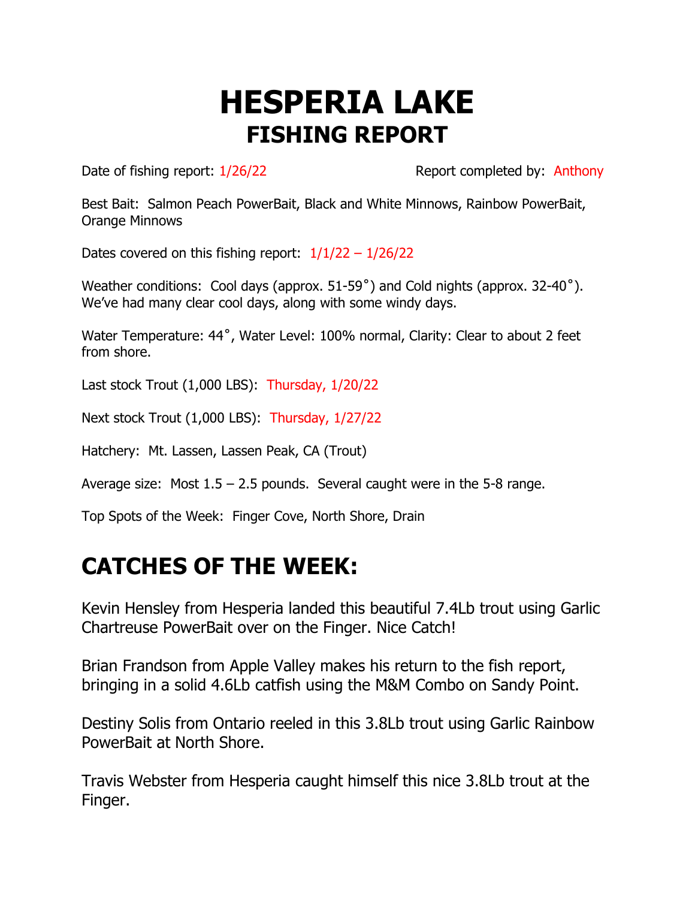# HESPERIA LAKE

## FISHING REPORT

Date of fishing report: 1/26/22

Report completed by: Anthony

Best Bait: Salmon Peach PowerBait, Black and White Minnows, Rainbow PowerBait, Orange Minnows

Dates covered on this fishing report: 1/1/22 – 1/26/22

Weather conditions: Cool days (approx. 51-59˚) and Cold nights (approx. 32-40˚). We've had many clear cool days, along with some windy days.

Water Temperature: 44˚, Water Level: 100% normal, Clarity: Clear to about 2 feet from shore.

Last stock Trout (1,000 LBS): Thursday, 1/20/22

Next stock Trout (1,000 LBS): Thursday, 1/27/22

Hatchery: Mt. Lassen, Lassen Peak, CA (Trout)

Average size: Most 1.5 – 2.5 pounds. Several caught were in the 5-8 range.

Top Spots of the Week: Finger Cove, North Shore, Drain

# CATCHES OF THE WEEK:

Kevin Hensley from Hesperia landed this beautiful 7.4Lb trout using Garlic Chartreuse PowerBait over on the Finger. Nice Catch!

Brian Frandson from Apple Valley makes his return to the fish report, bringing in a solid 4.6Lb catfish using the M&M Combo on Sandy Point.

Destiny Solis from Ontario reeled in this 3.8Lb trout using Garlic Rainbow PowerBait at North Shore.

Travis Webster from Hesperia caught himself this nice 3.8Lb trout at the Finger.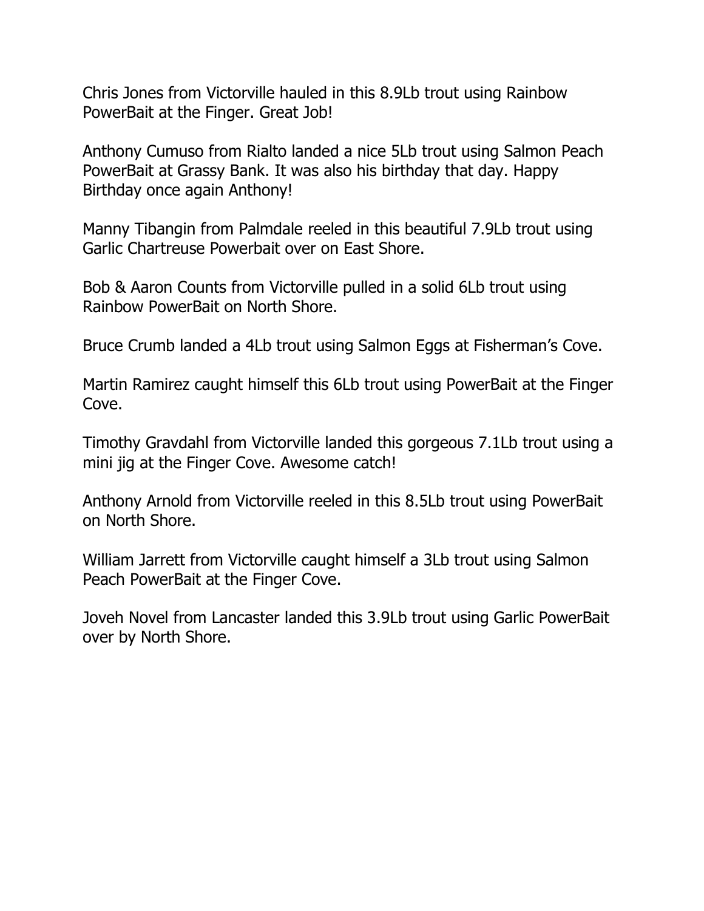Chris Jones from Victorville hauled in this 8.9Lb trout using Rainbow PowerBait at the Finger. Great Job!

Anthony Cumuso from Rialto landed a nice 5Lb trout using Salmon Peach PowerBait at Grassy Bank. It was also his birthday that day. Happy Birthday once again Anthony!

Manny Tibangin from Palmdale reeled in this beautiful 7.9Lb trout using Garlic Chartreuse Powerbait over on East Shore.

Bob & Aaron Counts from Victorville pulled in a solid 6Lb trout using Rainbow PowerBait on North Shore.

Bruce Crumb landed a 4Lb trout using Salmon Eggs at Fisherman's Cove.

Martin Ramirez caught himself this 6Lb trout using PowerBait at the Finger Cove.

Timothy Gravdahl from Victorville landed this gorgeous 7.1Lb trout using a mini jig at the Finger Cove. Awesome catch!

Anthony Arnold from Victorville reeled in this 8.5Lb trout using PowerBait on North Shore.

William Jarrett from Victorville caught himself a 3Lb trout using Salmon Peach PowerBait at the Finger Cove.

Joveh Novel from Lancaster landed this 3.9Lb trout using Garlic PowerBait over by North Shore.